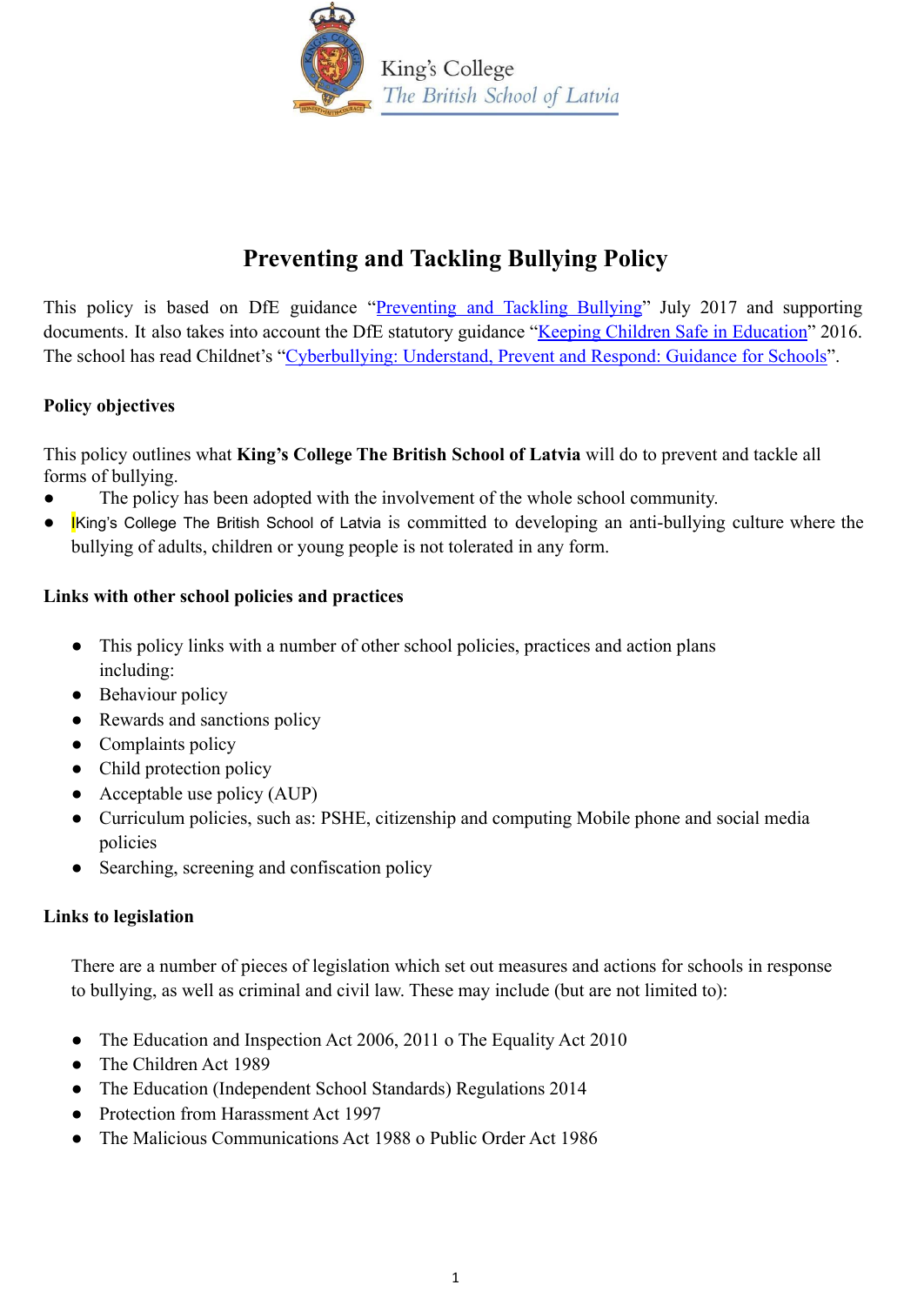King's College
*The British School of Latvia*

# Preventing and Tackling Bullying Policy

This policy is based on DfE guidance "[Preventing and Tackling Bullying]()" July 2017 and supporting documents. It also takes into account the DfE statutory guidance "[Keeping Children Safe in Education]()" 2016. The school has read Childnet's "[Cyberbullying: Understand, Prevent and Respond: Guidance for Schools]()".

**Policy objectives**

This policy outlines what **King's College The British School of Latvia** will do to prevent and tackle all forms of bullying.

- The policy has been adopted with the involvement of the whole school community.
- IKing's College The British School of Latvia is committed to developing an anti-bullying culture where the bullying of adults, children or young people is not tolerated in any form.

**Links with other school policies and practices**

- This policy links with a number of other school policies, practices and action plans including:
- Behaviour policy
- Rewards and sanctions policy
- Complaints policy
- Child protection policy
- Acceptable use policy (AUP)
- Curriculum policies, such as: PSHE, citizenship and computing Mobile phone and social media policies
- Searching, screening and confiscation policy

**Links to legislation**

There are a number of pieces of legislation which set out measures and actions for schools in response to bullying, as well as criminal and civil law. These may include (but are not limited to):

- The Education and Inspection Act 2006, 2011 o The Equality Act 2010
- The Children Act 1989
- The Education (Independent School Standards) Regulations 2014
- Protection from Harassment Act 1997
- The Malicious Communications Act 1988 o Public Order Act 1986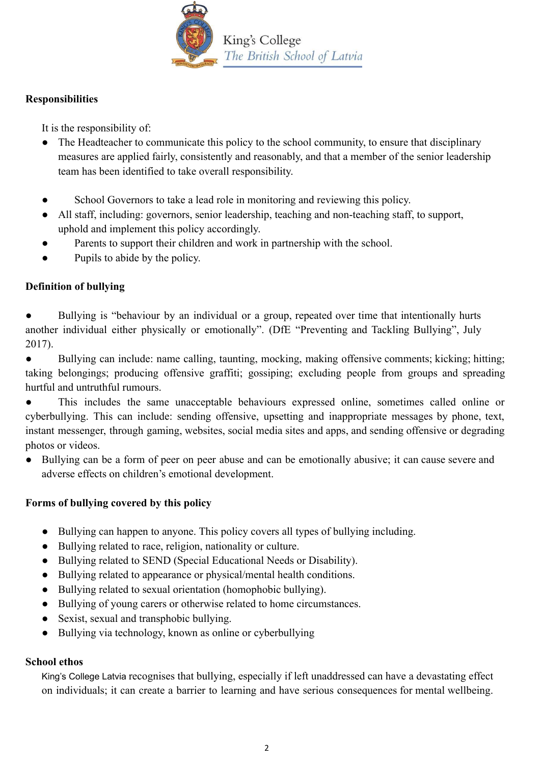**Responsibilities**

It is the responsibility of:

- The Headteacher to communicate this policy to the school community, to ensure that disciplinary measures are applied fairly, consistently and reasonably, and that a member of the senior leadership team has been identified to take overall responsibility.
- School Governors to take a lead role in monitoring and reviewing this policy.
- All staff, including: governors, senior leadership, teaching and non-teaching staff, to support, uphold and implement this policy accordingly.
- Parents to support their children and work in partnership with the school.
- Pupils to abide by the policy.

**Definition of bullying**

- Bullying is "behaviour by an individual or a group, repeated over time that intentionally hurts another individual either physically or emotionally". (DfE "Preventing and Tackling Bullying", July 2017).
- Bullying can include: name calling, taunting, mocking, making offensive comments; kicking; hitting; taking belongings; producing offensive graffiti; gossiping; excluding people from groups and spreading hurtful and untruthful rumours.
- This includes the same unacceptable behaviours expressed online, sometimes called online or cyberbullying. This can include: sending offensive, upsetting and inappropriate messages by phone, text, instant messenger, through gaming, websites, social media sites and apps, and sending offensive or degrading photos or videos.
- Bullying can be a form of peer on peer abuse and can be emotionally abusive; it can cause severe and adverse effects on children's emotional development.

**Forms of bullying covered by this policy**

- Bullying can happen to anyone. This policy covers all types of bullying including.
- Bullying related to race, religion, nationality or culture.
- Bullying related to SEND (Special Educational Needs or Disability).
- Bullying related to appearance or physical/mental health conditions.
- Bullying related to sexual orientation (homophobic bullying).
- Bullying of young carers or otherwise related to home circumstances.
- Sexist, sexual and transphobic bullying.
- Bullying via technology, known as online or cyberbullying

**School ethos**

King's College Latvia recognises that bullying, especially if left unaddressed can have a devastating effect on individuals; it can create a barrier to learning and have serious consequences for mental wellbeing.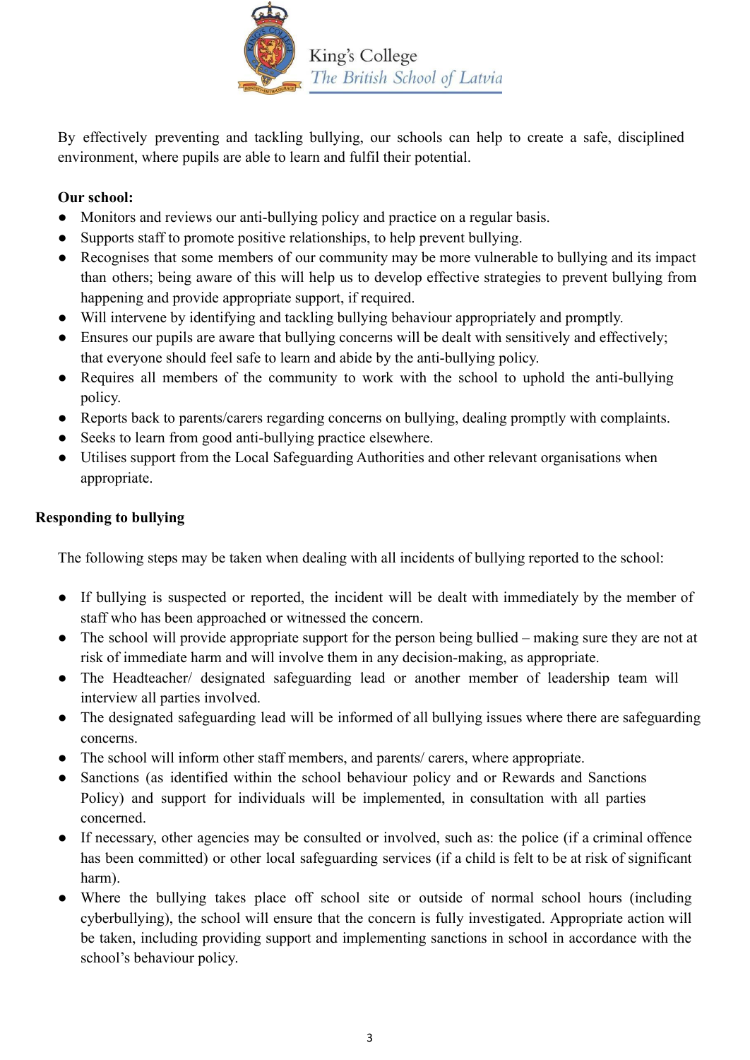By effectively preventing and tackling bullying, our schools can help to create a safe, disciplined environment, where pupils are able to learn and fulfil their potential.

**Our school:**

- Monitors and reviews our anti-bullying policy and practice on a regular basis.
- Supports staff to promote positive relationships, to help prevent bullying.
- Recognises that some members of our community may be more vulnerable to bullying and its impact than others; being aware of this will help us to develop effective strategies to prevent bullying from happening and provide appropriate support, if required.
- Will intervene by identifying and tackling bullying behaviour appropriately and promptly.
- Ensures our pupils are aware that bullying concerns will be dealt with sensitively and effectively; that everyone should feel safe to learn and abide by the anti-bullying policy.
- Requires all members of the community to work with the school to uphold the anti-bullying policy.
- Reports back to parents/carers regarding concerns on bullying, dealing promptly with complaints.
- Seeks to learn from good anti-bullying practice elsewhere.
- Utilises support from the Local Safeguarding Authorities and other relevant organisations when appropriate.

**Responding to bullying**

The following steps may be taken when dealing with all incidents of bullying reported to the school:

- If bullying is suspected or reported, the incident will be dealt with immediately by the member of staff who has been approached or witnessed the concern.
- The school will provide appropriate support for the person being bullied – making sure they are not at risk of immediate harm and will involve them in any decision-making, as appropriate.
- The Headteacher/ designated safeguarding lead or another member of leadership team will interview all parties involved.
- The designated safeguarding lead will be informed of all bullying issues where there are safeguarding concerns.
- The school will inform other staff members, and parents/ carers, where appropriate.
- Sanctions (as identified within the school behaviour policy and or Rewards and Sanctions Policy) and support for individuals will be implemented, in consultation with all parties concerned.
- If necessary, other agencies may be consulted or involved, such as: the police (if a criminal offence has been committed) or other local safeguarding services (if a child is felt to be at risk of significant harm).
- Where the bullying takes place off school site or outside of normal school hours (including cyberbullying), the school will ensure that the concern is fully investigated. Appropriate action will be taken, including providing support and implementing sanctions in school in accordance with the school's behaviour policy.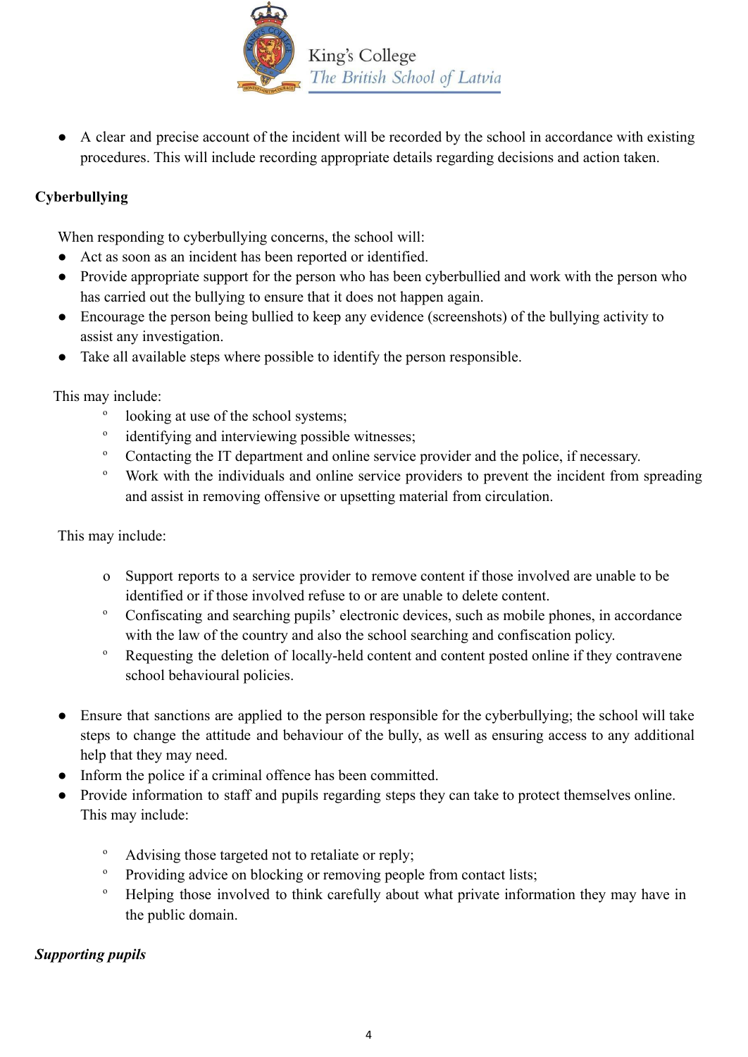- A clear and precise account of the incident will be recorded by the school in accordance with existing procedures. This will include recording appropriate details regarding decisions and action taken.

**Cyberbullying**

When responding to cyberbullying concerns, the school will:

- Act as soon as an incident has been reported or identified.
- Provide appropriate support for the person who has been cyberbullied and work with the person who has carried out the bullying to ensure that it does not happen again.
- Encourage the person being bullied to keep any evidence (screenshots) of the bullying activity to assist any investigation.
- Take all available steps where possible to identify the person responsible.

This may include:

- looking at use of the school systems;
- identifying and interviewing possible witnesses;
- Contacting the IT department and online service provider and the police, if necessary.
- Work with the individuals and online service providers to prevent the incident from spreading and assist in removing offensive or upsetting material from circulation.

This may include:

- Support reports to a service provider to remove content if those involved are unable to be identified or if those involved refuse to or are unable to delete content.
- Confiscating and searching pupils' electronic devices, such as mobile phones, in accordance with the law of the country and also the school searching and confiscation policy.
- Requesting the deletion of locally-held content and content posted online if they contravene school behavioural policies.

- Ensure that sanctions are applied to the person responsible for the cyberbullying; the school will take steps to change the attitude and behaviour of the bully, as well as ensuring access to any additional help that they may need.
- Inform the police if a criminal offence has been committed.
- Provide information to staff and pupils regarding steps they can take to protect themselves online. This may include:
  - Advising those targeted not to retaliate or reply;
  - Providing advice on blocking or removing people from contact lists;
  - Helping those involved to think carefully about what private information they may have in the public domain.

***Supporting pupils***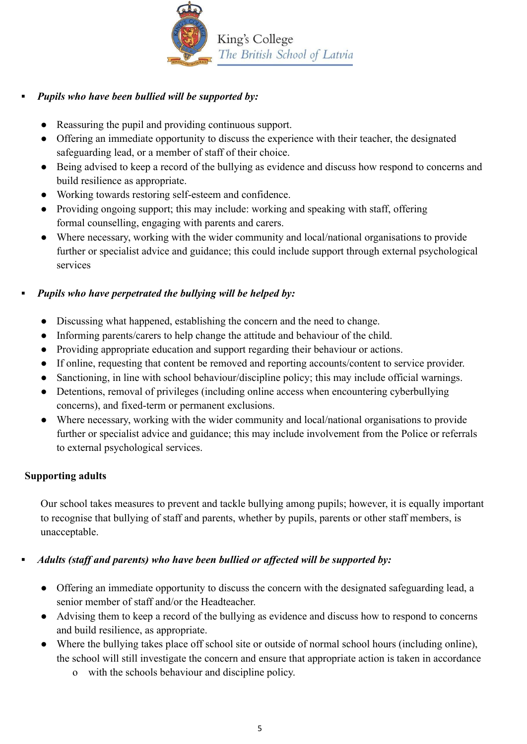- ***Pupils who have been bullied will be supported by:***

  - Reassuring the pupil and providing continuous support.
  - Offering an immediate opportunity to discuss the experience with their teacher, the designated safeguarding lead, or a member of staff of their choice.
  - Being advised to keep a record of the bullying as evidence and discuss how respond to concerns and build resilience as appropriate.
  - Working towards restoring self-esteem and confidence.
  - Providing ongoing support; this may include: working and speaking with staff, offering formal counselling, engaging with parents and carers.
  - Where necessary, working with the wider community and local/national organisations to provide further or specialist advice and guidance; this could include support through external psychological services

- ***Pupils who have perpetrated the bullying will be helped by:***

  - Discussing what happened, establishing the concern and the need to change.
  - Informing parents/carers to help change the attitude and behaviour of the child.
  - Providing appropriate education and support regarding their behaviour or actions.
  - If online, requesting that content be removed and reporting accounts/content to service provider.
  - Sanctioning, in line with school behaviour/discipline policy; this may include official warnings.
  - Detentions, removal of privileges (including online access when encountering cyberbullying concerns), and fixed-term or permanent exclusions.
  - Where necessary, working with the wider community and local/national organisations to provide further or specialist advice and guidance; this may include involvement from the Police or referrals to external psychological services.

**Supporting adults**

Our school takes measures to prevent and tackle bullying among pupils; however, it is equally important to recognise that bullying of staff and parents, whether by pupils, parents or other staff members, is unacceptable.

- ***Adults (staff and parents) who have been bullied or affected will be supported by:***

  - Offering an immediate opportunity to discuss the concern with the designated safeguarding lead, a senior member of staff and/or the Headteacher.
  - Advising them to keep a record of the bullying as evidence and discuss how to respond to concerns and build resilience, as appropriate.
  - Where the bullying takes place off school site or outside of normal school hours (including online), the school will still investigate the concern and ensure that appropriate action is taken in accordance
    - with the schools behaviour and discipline policy.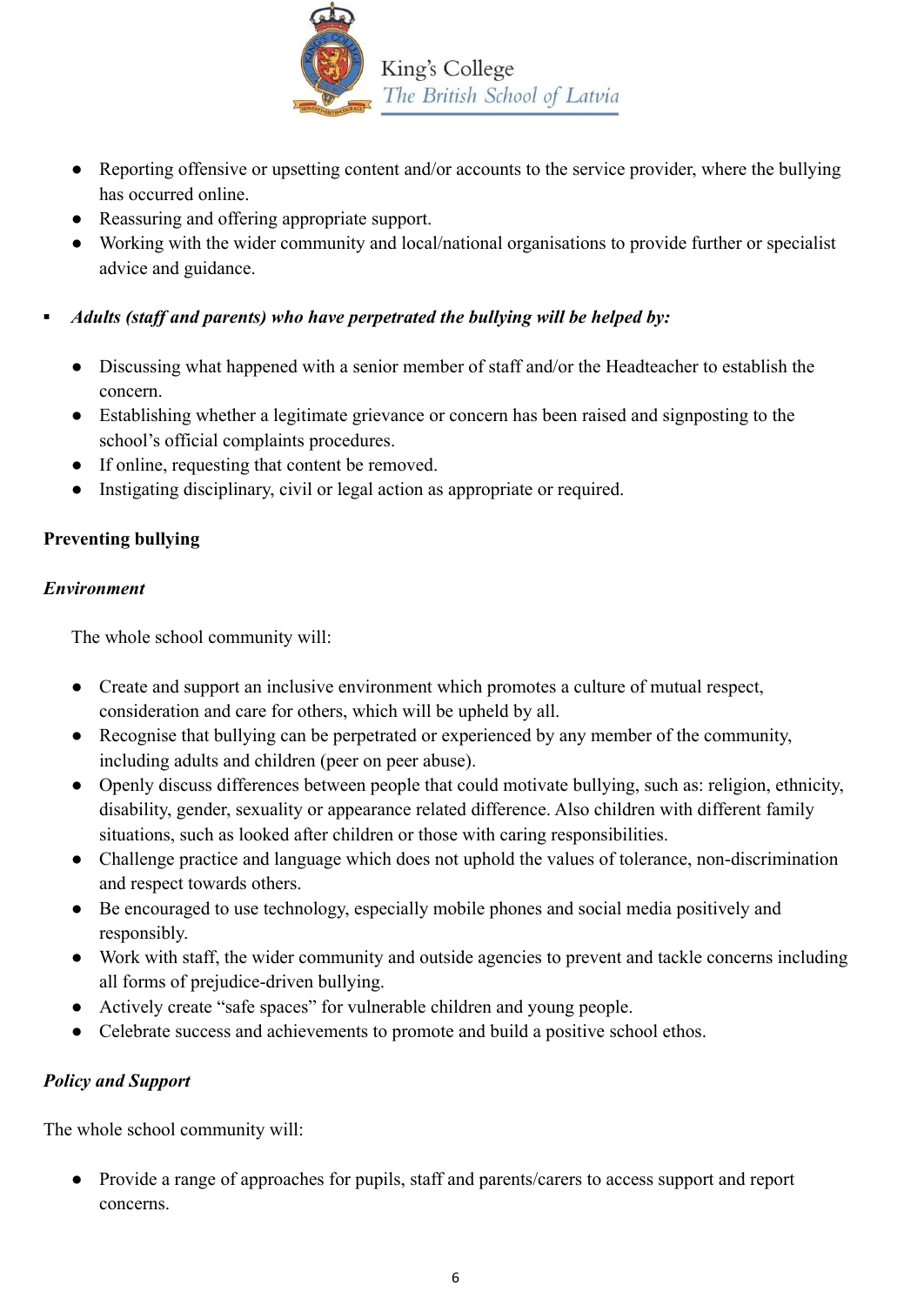- Reporting offensive or upsetting content and/or accounts to the service provider, where the bullying has occurred online.
- Reassuring and offering appropriate support.
- Working with the wider community and local/national organisations to provide further or specialist advice and guidance.

▪ ***Adults (staff and parents) who have perpetrated the bullying will be helped by:***

- Discussing what happened with a senior member of staff and/or the Headteacher to establish the concern.
- Establishing whether a legitimate grievance or concern has been raised and signposting to the school's official complaints procedures.
- If online, requesting that content be removed.
- Instigating disciplinary, civil or legal action as appropriate or required.

**Preventing bullying**

***Environment***

The whole school community will:

- Create and support an inclusive environment which promotes a culture of mutual respect, consideration and care for others, which will be upheld by all.
- Recognise that bullying can be perpetrated or experienced by any member of the community, including adults and children (peer on peer abuse).
- Openly discuss differences between people that could motivate bullying, such as: religion, ethnicity, disability, gender, sexuality or appearance related difference. Also children with different family situations, such as looked after children or those with caring responsibilities.
- Challenge practice and language which does not uphold the values of tolerance, non-discrimination and respect towards others.
- Be encouraged to use technology, especially mobile phones and social media positively and responsibly.
- Work with staff, the wider community and outside agencies to prevent and tackle concerns including all forms of prejudice-driven bullying.
- Actively create "safe spaces" for vulnerable children and young people.
- Celebrate success and achievements to promote and build a positive school ethos.

***Policy and Support***

The whole school community will:

- Provide a range of approaches for pupils, staff and parents/carers to access support and report concerns.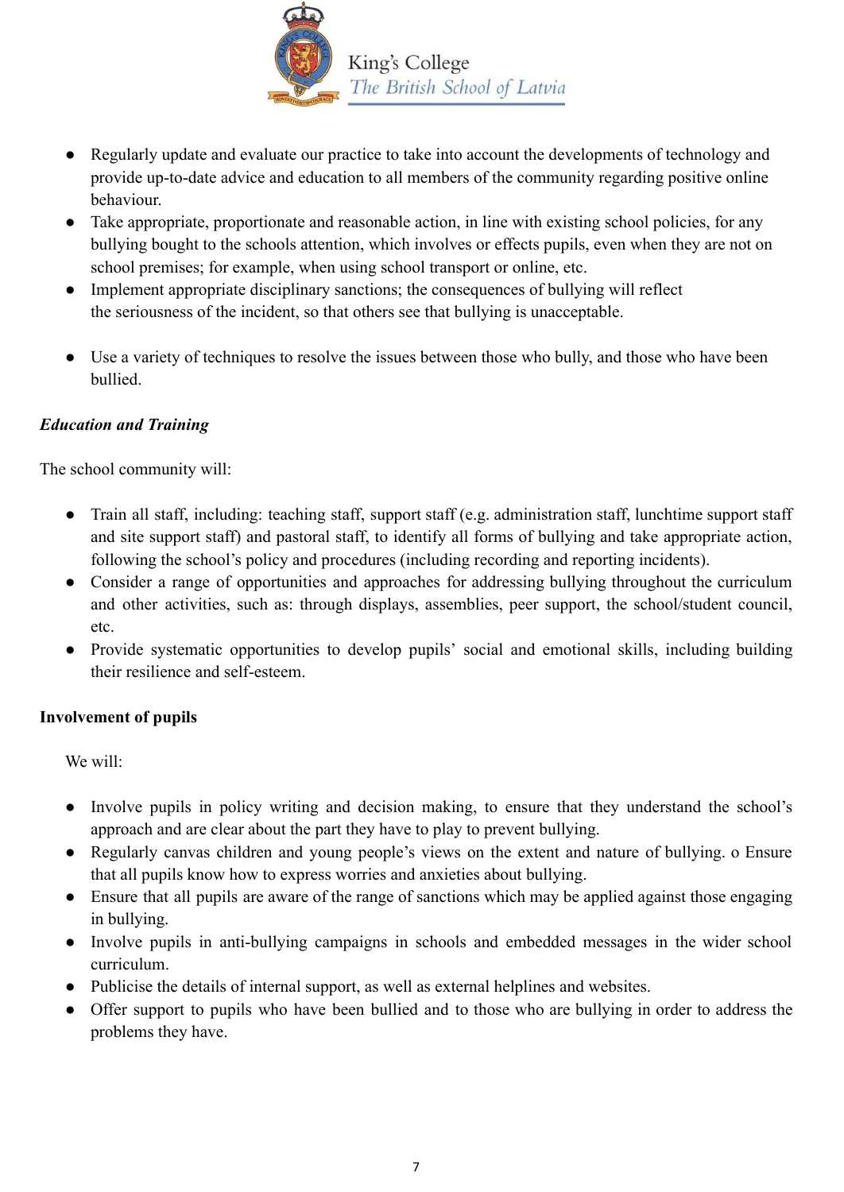- Regularly update and evaluate our practice to take into account the developments of technology and provide up-to-date advice and education to all members of the community regarding positive online behaviour.
- Take appropriate, proportionate and reasonable action, in line with existing school policies, for any bullying bought to the schools attention, which involves or effects pupils, even when they are not on school premises; for example, when using school transport or online, etc.
- Implement appropriate disciplinary sanctions; the consequences of bullying will reflect the seriousness of the incident, so that others see that bullying is unacceptable.
- Use a variety of techniques to resolve the issues between those who bully, and those who have been bullied.

***Education and Training***

The school community will:

- Train all staff, including: teaching staff, support staff (e.g. administration staff, lunchtime support staff and site support staff) and pastoral staff, to identify all forms of bullying and take appropriate action, following the school's policy and procedures (including recording and reporting incidents).
- Consider a range of opportunities and approaches for addressing bullying throughout the curriculum and other activities, such as: through displays, assemblies, peer support, the school/student council, etc.
- Provide systematic opportunities to develop pupils' social and emotional skills, including building their resilience and self-esteem.

**Involvement of pupils**

We will:

- Involve pupils in policy writing and decision making, to ensure that they understand the school's approach and are clear about the part they have to play to prevent bullying.
- Regularly canvas children and young people's views on the extent and nature of bullying. o Ensure that all pupils know how to express worries and anxieties about bullying.
- Ensure that all pupils are aware of the range of sanctions which may be applied against those engaging in bullying.
- Involve pupils in anti-bullying campaigns in schools and embedded messages in the wider school curriculum.
- Publicise the details of internal support, as well as external helplines and websites.
- Offer support to pupils who have been bullied and to those who are bullying in order to address the problems they have.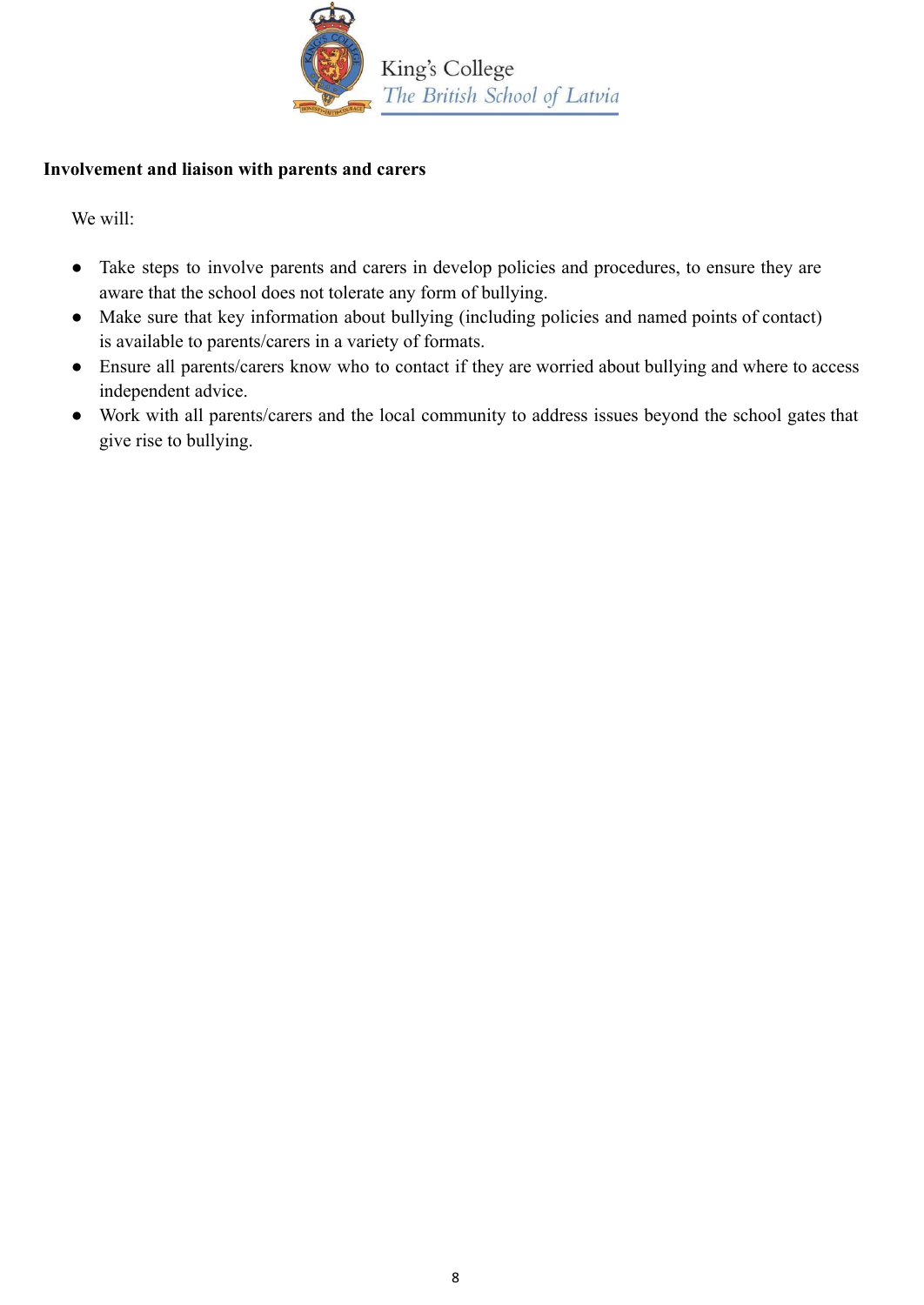**Involvement and liaison with parents and carers**

We will:

- Take steps to involve parents and carers in develop policies and procedures, to ensure they are aware that the school does not tolerate any form of bullying.
- Make sure that key information about bullying (including policies and named points of contact) is available to parents/carers in a variety of formats.
- Ensure all parents/carers know who to contact if they are worried about bullying and where to access independent advice.
- Work with all parents/carers and the local community to address issues beyond the school gates that give rise to bullying.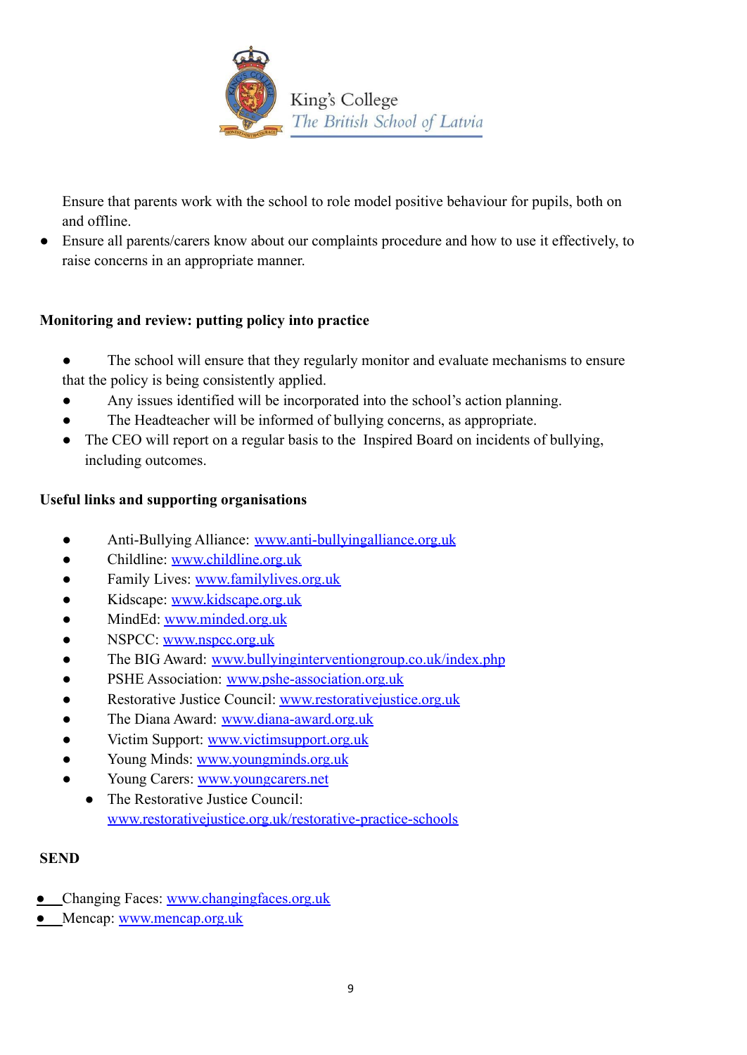Ensure that parents work with the school to role model positive behaviour for pupils, both on and offline.

- Ensure all parents/carers know about our complaints procedure and how to use it effectively, to raise concerns in an appropriate manner.

**Monitoring and review: putting policy into practice**

- The school will ensure that they regularly monitor and evaluate mechanisms to ensure that the policy is being consistently applied.
- Any issues identified will be incorporated into the school's action planning.
- The Headteacher will be informed of bullying concerns, as appropriate.
- The CEO will report on a regular basis to the Inspired Board on incidents of bullying, including outcomes.

**Useful links and supporting organisations**

- Anti-Bullying Alliance: www.anti-bullyingalliance.org.uk
- Childline: www.childline.org.uk
- Family Lives: www.familylives.org.uk
- Kidscape: www.kidscape.org.uk
- MindEd: www.minded.org.uk
- NSPCC: www.nspcc.org.uk
- The BIG Award: www.bullyinginterventiongroup.co.uk/index.php
- PSHE Association: www.pshe-association.org.uk
- Restorative Justice Council: www.restorativejustice.org.uk
- The Diana Award: www.diana-award.org.uk
- Victim Support: www.victimsupport.org.uk
- Young Minds: www.youngminds.org.uk
- Young Carers: www.youngcarers.net
- The Restorative Justice Council: www.restorativejustice.org.uk/restorative-practice-schools

**SEND**

- Changing Faces: www.changingfaces.org.uk
- Mencap: www.mencap.org.uk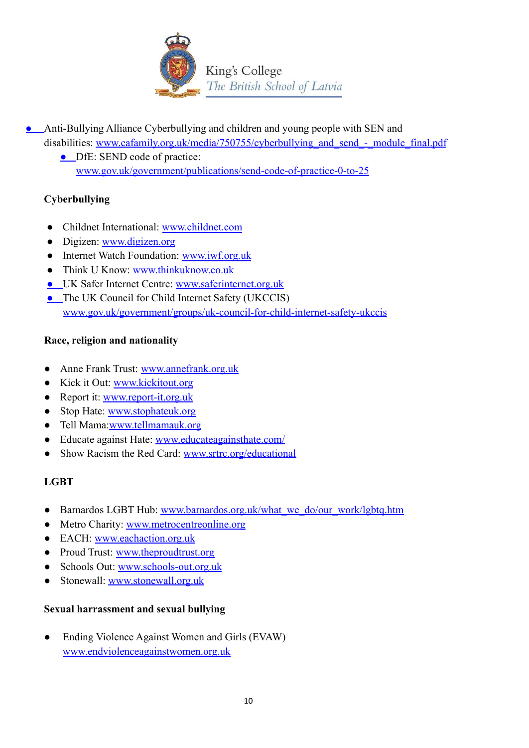- Anti-Bullying Alliance Cyberbullying and children and young people with SEN and disabilities: www.cafamily.org.uk/media/750755/cyberbullying_and_send_-_module_final.pdf
  - DfE: SEND code of practice: www.gov.uk/government/publications/send-code-of-practice-0-to-25

**Cyberbullying**

- Childnet International: www.childnet.com
- Digizen: www.digizen.org
- Internet Watch Foundation: www.iwf.org.uk
- Think U Know: www.thinkuknow.co.uk
- UK Safer Internet Centre: www.saferinternet.org.uk
- The UK Council for Child Internet Safety (UKCCIS) www.gov.uk/government/groups/uk-council-for-child-internet-safety-ukccis

**Race, religion and nationality**

- Anne Frank Trust: www.annefrank.org.uk
- Kick it Out: www.kickitout.org
- Report it: www.report-it.org.uk
- Stop Hate: www.stophateuk.org
- Tell Mama:www.tellmamauk.org
- Educate against Hate: www.educateagainsthate.com/
- Show Racism the Red Card: www.srtrc.org/educational

**LGBT**

- Barnardos LGBT Hub: www.barnardos.org.uk/what_we_do/our_work/lgbtq.htm
- Metro Charity: www.metrocentreonline.org
- EACH: www.eachaction.org.uk
- Proud Trust: www.theproudtrust.org
- Schools Out: www.schools-out.org.uk
- Stonewall: www.stonewall.org.uk

**Sexual harrassment and sexual bullying**

- Ending Violence Against Women and Girls (EVAW) www.endviolenceagainstwomen.org.uk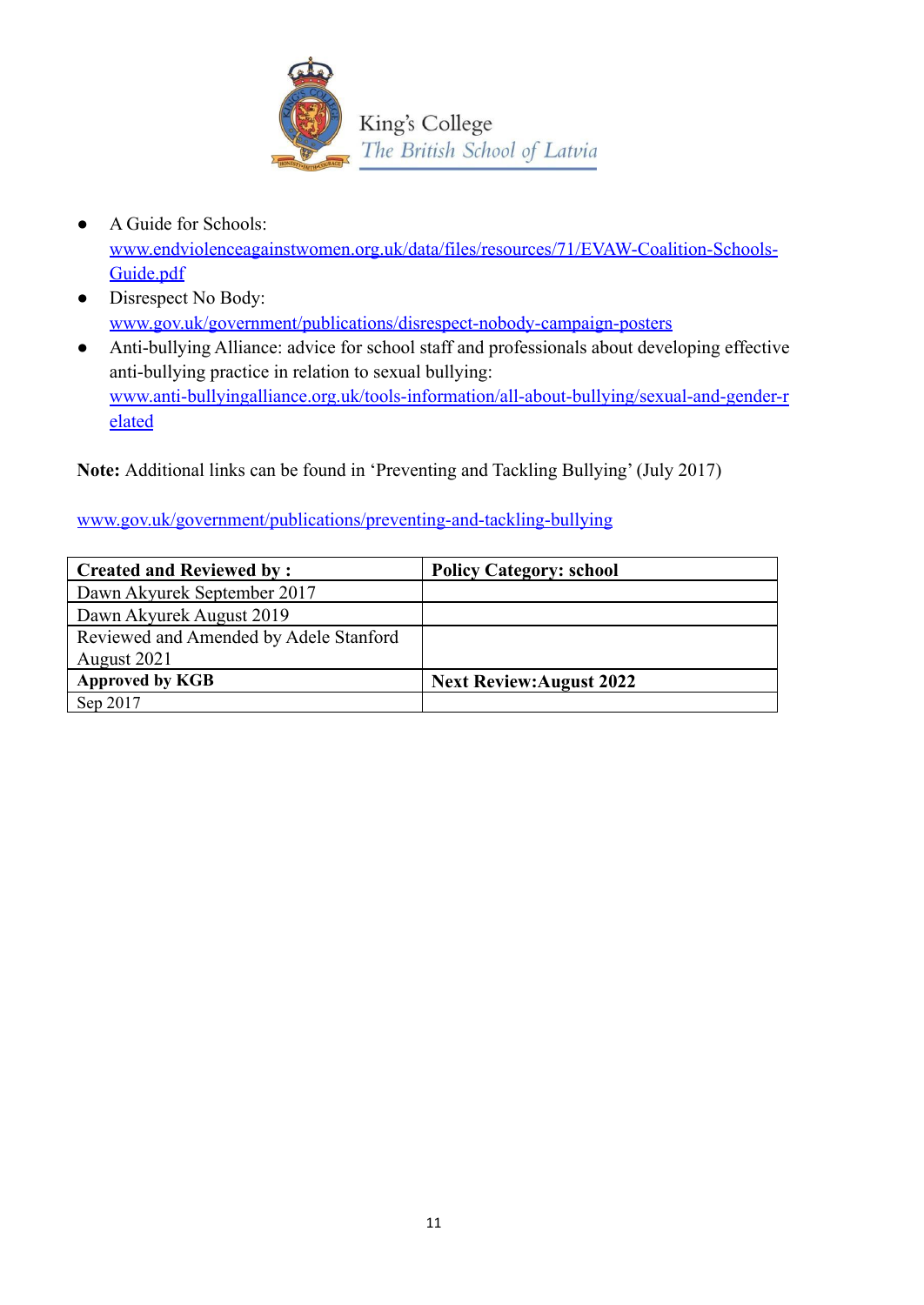King's College
*The British School of Latvia*

- A Guide for Schools: www.endviolenceagainstwomen.org.uk/data/files/resources/71/EVAW-Coalition-Schools-Guide.pdf
- Disrespect No Body: www.gov.uk/government/publications/disrespect-nobody-campaign-posters
- Anti-bullying Alliance: advice for school staff and professionals about developing effective anti-bullying practice in relation to sexual bullying: www.anti-bullyingalliance.org.uk/tools-information/all-about-bullying/sexual-and-gender-related

**Note:** Additional links can be found in 'Preventing and Tackling Bullying' (July 2017)

www.gov.uk/government/publications/preventing-and-tackling-bullying

| **Created and Reviewed by :** | **Policy Category: school** |
|---|---|
| Dawn Akyurek September 2017 | |
| Dawn Akyurek August 2019 | |
| Reviewed and Amended by Adele Stanford August 2021 | |
| **Approved by KGB** | **Next Review:August 2022** |
| Sep 2017 | |